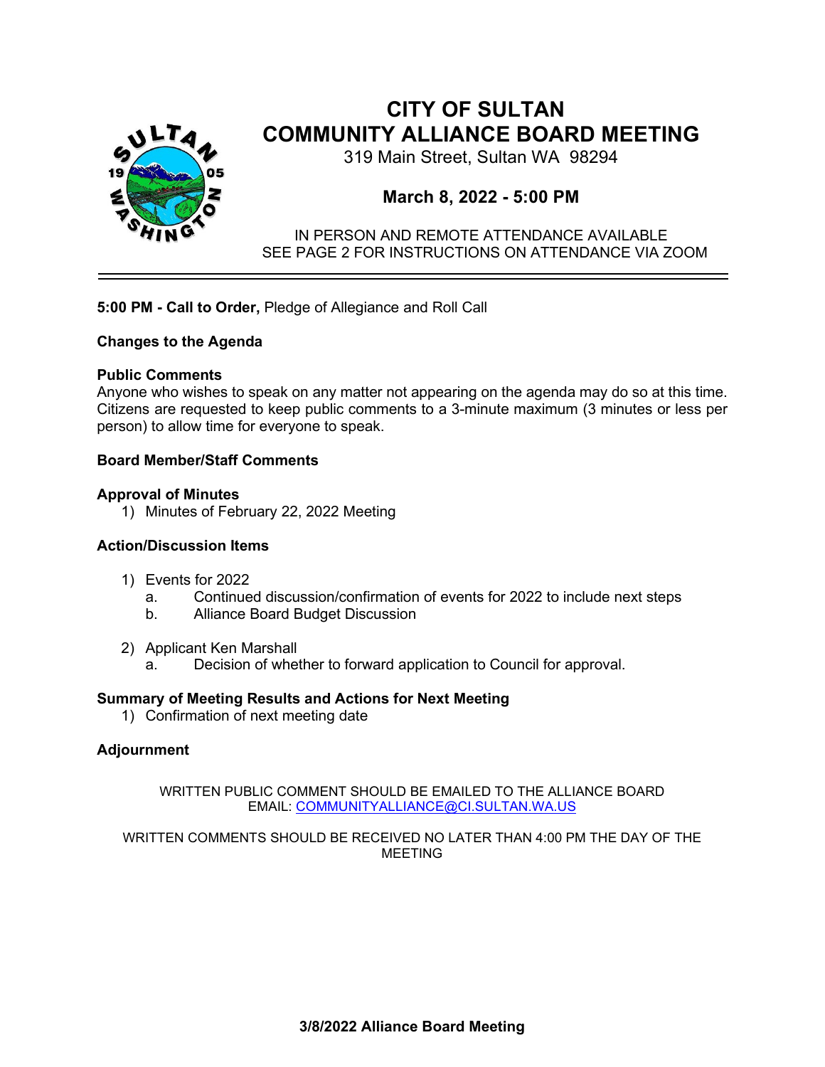# CITY OF SULTAN
# COMMUNITY ALLIANCE BOARD MEETING

319 Main Street, Sultan WA 98294

## March 8, 2022 - 5:00 PM

IN PERSON AND REMOTE ATTENDANCE AVAILABLE
SEE PAGE 2 FOR INSTRUCTIONS ON ATTENDANCE VIA ZOOM

---

**5:00 PM - Call to Order,** Pledge of Allegiance and Roll Call

**Changes to the Agenda**

**Public Comments**
Anyone who wishes to speak on any matter not appearing on the agenda may do so at this time. Citizens are requested to keep public comments to a 3-minute maximum (3 minutes or less per person) to allow time for everyone to speak.

**Board Member/Staff Comments**

**Approval of Minutes**

1) Minutes of February 22, 2022 Meeting

**Action/Discussion Items**

1) Events for 2022
   a. Continued discussion/confirmation of events for 2022 to include next steps
   b. Alliance Board Budget Discussion

2) Applicant Ken Marshall
   a. Decision of whether to forward application to Council for approval.

**Summary of Meeting Results and Actions for Next Meeting**

1) Confirmation of next meeting date

**Adjournment**

WRITTEN PUBLIC COMMENT SHOULD BE EMAILED TO THE ALLIANCE BOARD
EMAIL: COMMUNITYALLIANCE@CI.SULTAN.WA.US

WRITTEN COMMENTS SHOULD BE RECEIVED NO LATER THAN 4:00 PM THE DAY OF THE MEETING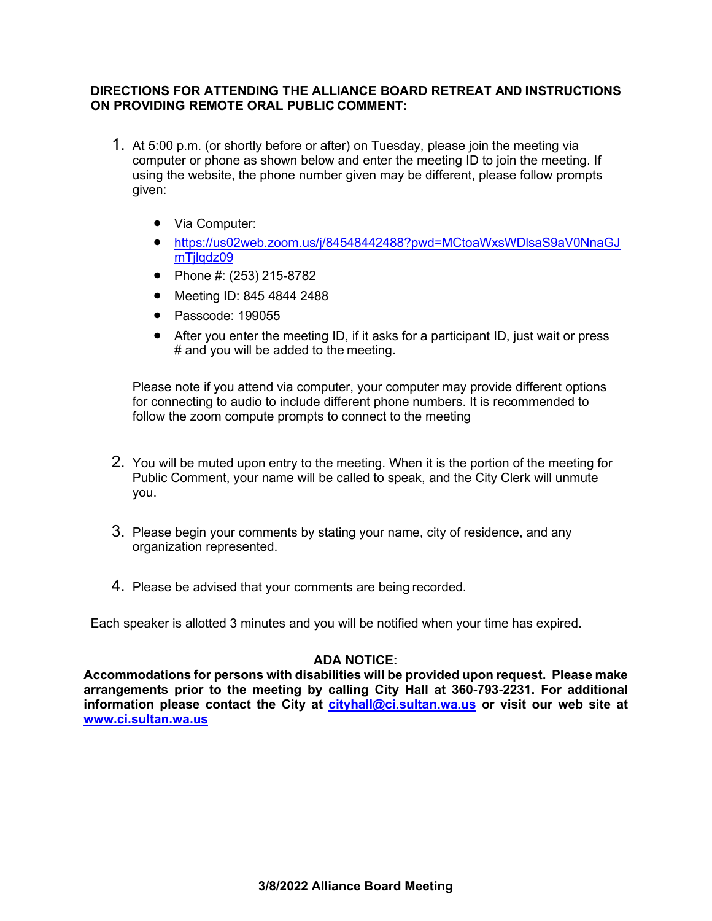**DIRECTIONS FOR ATTENDING THE ALLIANCE BOARD RETREAT AND INSTRUCTIONS ON PROVIDING REMOTE ORAL PUBLIC COMMENT:**

1. At 5:00 p.m. (or shortly before or after) on Tuesday, please join the meeting via computer or phone as shown below and enter the meeting ID to join the meeting. If using the website, the phone number given may be different, please follow prompts given:

   - Via Computer:
   - https://us02web.zoom.us/j/84548442488?pwd=MCtoaWxsWDlsaS9aV0NnaGJmTjlqdz09
   - Phone #: (253) 215-8782
   - Meeting ID: 845 4844 2488
   - Passcode: 199055
   - After you enter the meeting ID, if it asks for a participant ID, just wait or press # and you will be added to the meeting.

   Please note if you attend via computer, your computer may provide different options for connecting to audio to include different phone numbers. It is recommended to follow the zoom compute prompts to connect to the meeting

2. You will be muted upon entry to the meeting. When it is the portion of the meeting for Public Comment, your name will be called to speak, and the City Clerk will unmute you.

3. Please begin your comments by stating your name, city of residence, and any organization represented.

4. Please be advised that your comments are being recorded.

Each speaker is allotted 3 minutes and you will be notified when your time has expired.

**ADA NOTICE:**

**Accommodations for persons with disabilities will be provided upon request. Please make arrangements prior to the meeting by calling City Hall at 360-793-2231. For additional information please contact the City at cityhall@ci.sultan.wa.us or visit our web site at www.ci.sultan.wa.us**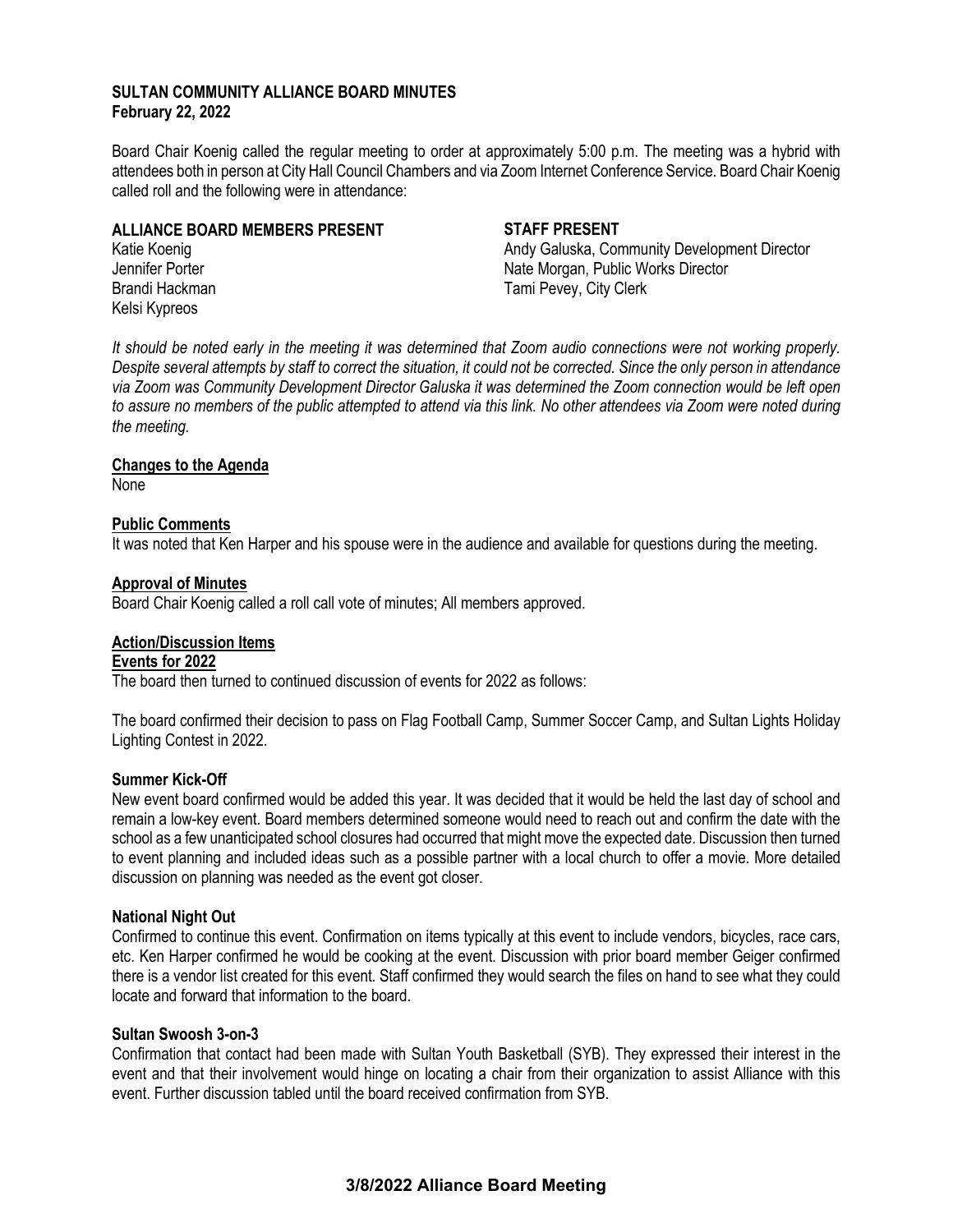## SULTAN COMMUNITY ALLIANCE BOARD MINUTES
**February 22, 2022**

Board Chair Koenig called the regular meeting to order at approximately 5:00 p.m. The meeting was a hybrid with attendees both in person at City Hall Council Chambers and via Zoom Internet Conference Service. Board Chair Koenig called roll and the following were in attendance:

**ALLIANCE BOARD MEMBERS PRESENT**
Katie Koenig
Jennifer Porter
Brandi Hackman
Kelsi Kypreos

**STAFF PRESENT**
Andy Galuska, Community Development Director
Nate Morgan, Public Works Director
Tami Pevey, City Clerk

*It should be noted early in the meeting it was determined that Zoom audio connections were not working properly. Despite several attempts by staff to correct the situation, it could not be corrected. Since the only person in attendance via Zoom was Community Development Director Galuska it was determined the Zoom connection would be left open to assure no members of the public attempted to attend via this link. No other attendees via Zoom were noted during the meeting.*

**Changes to the Agenda**
None

**Public Comments**
It was noted that Ken Harper and his spouse were in the audience and available for questions during the meeting.

**Approval of Minutes**
Board Chair Koenig called a roll call vote of minutes; All members approved.

**Action/Discussion Items**

**Events for 2022**
The board then turned to continued discussion of events for 2022 as follows:

The board confirmed their decision to pass on Flag Football Camp, Summer Soccer Camp, and Sultan Lights Holiday Lighting Contest in 2022.

**Summer Kick-Off**
New event board confirmed would be added this year. It was decided that it would be held the last day of school and remain a low-key event. Board members determined someone would need to reach out and confirm the date with the school as a few unanticipated school closures had occurred that might move the expected date. Discussion then turned to event planning and included ideas such as a possible partner with a local church to offer a movie. More detailed discussion on planning was needed as the event got closer.

**National Night Out**
Confirmed to continue this event. Confirmation on items typically at this event to include vendors, bicycles, race cars, etc. Ken Harper confirmed he would be cooking at the event. Discussion with prior board member Geiger confirmed there is a vendor list created for this event. Staff confirmed they would search the files on hand to see what they could locate and forward that information to the board.

**Sultan Swoosh 3-on-3**
Confirmation that contact had been made with Sultan Youth Basketball (SYB). They expressed their interest in the event and that their involvement would hinge on locating a chair from their organization to assist Alliance with this event. Further discussion tabled until the board received confirmation from SYB.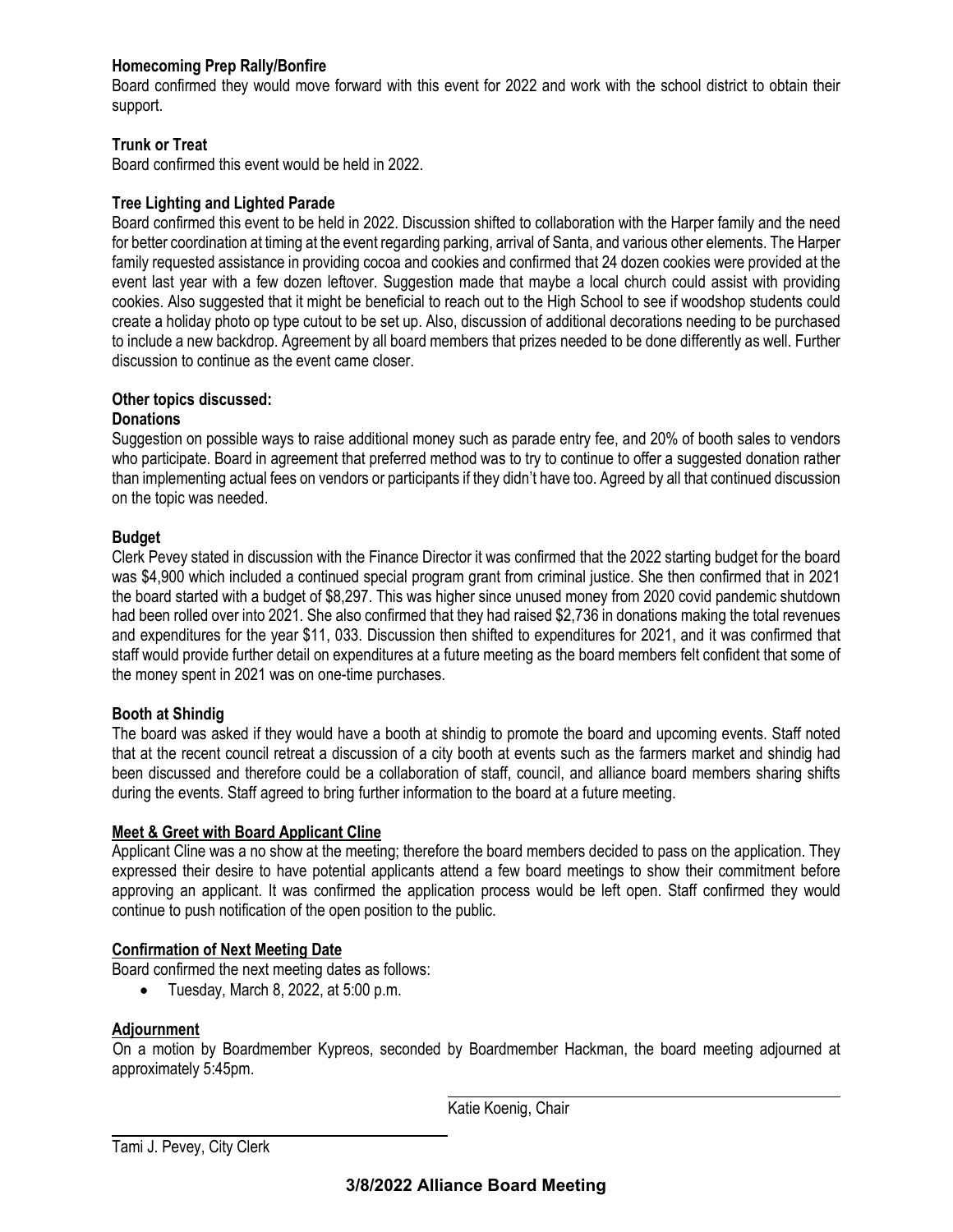**Homecoming Prep Rally/Bonfire**

Board confirmed they would move forward with this event for 2022 and work with the school district to obtain their support.

**Trunk or Treat**

Board confirmed this event would be held in 2022.

**Tree Lighting and Lighted Parade**

Board confirmed this event to be held in 2022. Discussion shifted to collaboration with the Harper family and the need for better coordination at timing at the event regarding parking, arrival of Santa, and various other elements. The Harper family requested assistance in providing cocoa and cookies and confirmed that 24 dozen cookies were provided at the event last year with a few dozen leftover. Suggestion made that maybe a local church could assist with providing cookies. Also suggested that it might be beneficial to reach out to the High School to see if woodshop students could create a holiday photo op type cutout to be set up. Also, discussion of additional decorations needing to be purchased to include a new backdrop. Agreement by all board members that prizes needed to be done differently as well. Further discussion to continue as the event came closer.

**Other topics discussed:**

**Donations**

Suggestion on possible ways to raise additional money such as parade entry fee, and 20% of booth sales to vendors who participate. Board in agreement that preferred method was to try to continue to offer a suggested donation rather than implementing actual fees on vendors or participants if they didn't have too. Agreed by all that continued discussion on the topic was needed.

**Budget**

Clerk Pevey stated in discussion with the Finance Director it was confirmed that the 2022 starting budget for the board was $4,900 which included a continued special program grant from criminal justice. She then confirmed that in 2021 the board started with a budget of $8,297. This was higher since unused money from 2020 covid pandemic shutdown had been rolled over into 2021. She also confirmed that they had raised $2,736 in donations making the total revenues and expenditures for the year $11, 033. Discussion then shifted to expenditures for 2021, and it was confirmed that staff would provide further detail on expenditures at a future meeting as the board members felt confident that some of the money spent in 2021 was on one-time purchases.

**Booth at Shindig**

The board was asked if they would have a booth at shindig to promote the board and upcoming events. Staff noted that at the recent council retreat a discussion of a city booth at events such as the farmers market and shindig had been discussed and therefore could be a collaboration of staff, council, and alliance board members sharing shifts during the events. Staff agreed to bring further information to the board at a future meeting.

**Meet & Greet with Board Applicant Cline**

Applicant Cline was a no show at the meeting; therefore the board members decided to pass on the application. They expressed their desire to have potential applicants attend a few board meetings to show their commitment before approving an applicant. It was confirmed the application process would be left open. Staff confirmed they would continue to push notification of the open position to the public.

**Confirmation of Next Meeting Date**

Board confirmed the next meeting dates as follows:

- Tuesday, March 8, 2022, at 5:00 p.m.

**Adjournment**

On a motion by Boardmember Kypreos, seconded by Boardmember Hackman, the board meeting adjourned at approximately 5:45pm.

Katie Koenig, Chair

Tami J. Pevey, City Clerk

**3/8/2022 Alliance Board Meeting**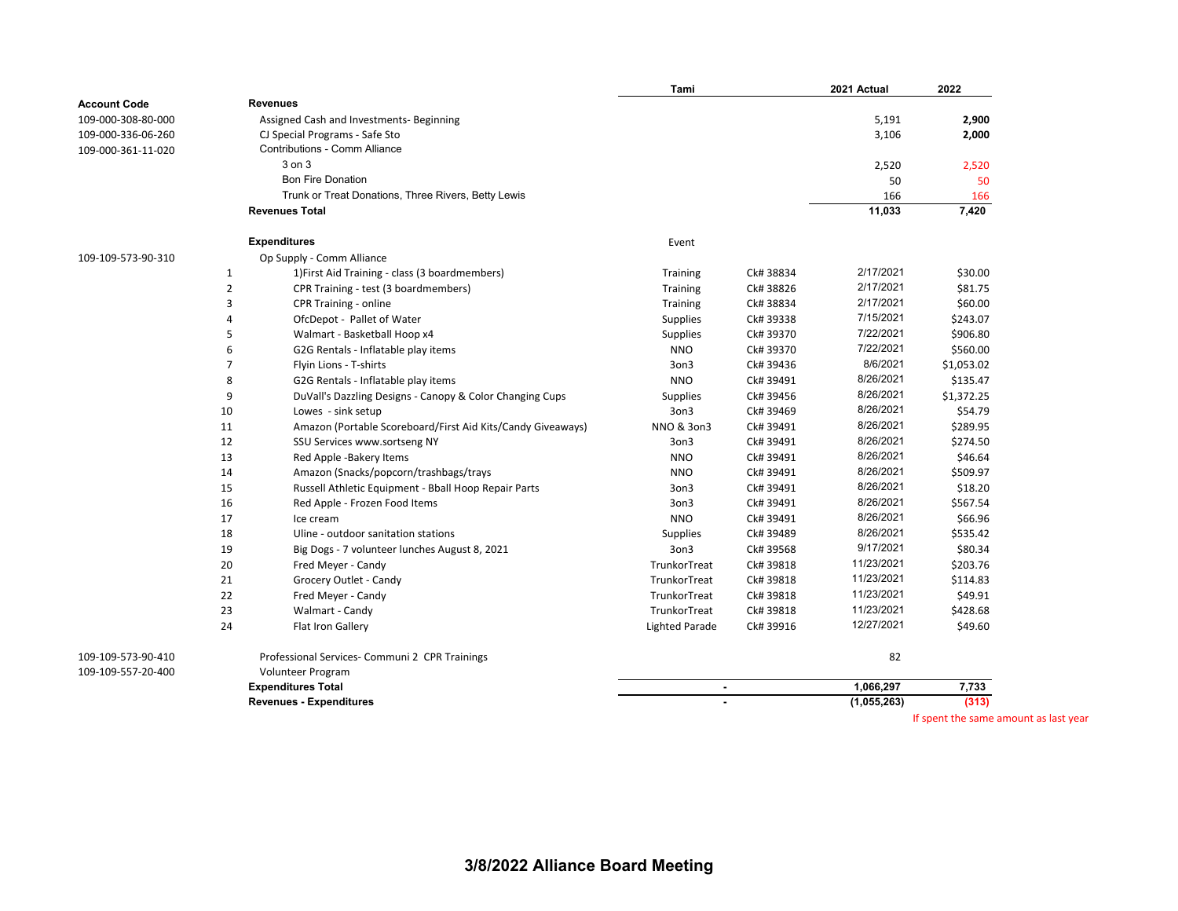| Account Code | # | Description | Tami | | 2021 Actual | 2022 |
|---|---|---|---|---|---|---|
| | | **Revenues** | | | | |
| 109-000-308-80-000 | | Assigned Cash and Investments- Beginning | | | 5,191 | **2,900** |
| 109-000-336-06-260 | | CJ Special Programs - Safe Sto | | | 3,106 | **2,000** |
| 109-000-361-11-020 | | Contributions - Comm Alliance | | | | |
| | | 3 on 3 | | | 2,520 | 2,520 |
| | | Bon Fire Donation | | | 50 | 50 |
| | | Trunk or Treat Donations, Three Rivers, Betty Lewis | | | 166 | 166 |
| | | **Revenues Total** | | | **11,033** | **7,420** |
| | | **Expenditures** | Event | | | |
| 109-109-573-90-310 | | Op Supply - Comm Alliance | | | | |
| | 1 | 1)First Aid Training - class (3 boardmembers) | Training | Ck# 38834 | 2/17/2021 | $30.00 |
| | 2 | CPR Training - test (3 boardmembers) | Training | Ck# 38826 | 2/17/2021 | $81.75 |
| | 3 | CPR Training - online | Training | Ck# 38834 | 2/17/2021 | $60.00 |
| | 4 | OfcDepot - Pallet of Water | Supplies | Ck# 39338 | 7/15/2021 | $243.07 |
| | 5 | Walmart - Basketball Hoop x4 | Supplies | Ck# 39370 | 7/22/2021 | $906.80 |
| | 6 | G2G Rentals - Inflatable play items | NNO | Ck# 39370 | 7/22/2021 | $560.00 |
| | 7 | Flyin Lions - T-shirts | 3on3 | Ck# 39436 | 8/6/2021 | $1,053.02 |
| | 8 | G2G Rentals - Inflatable play items | NNO | Ck# 39491 | 8/26/2021 | $135.47 |
| | 9 | DuVall's Dazzling Designs - Canopy & Color Changing Cups | Supplies | Ck# 39456 | 8/26/2021 | $1,372.25 |
| | 10 | Lowes - sink setup | 3on3 | Ck# 39469 | 8/26/2021 | $54.79 |
| | 11 | Amazon (Portable Scoreboard/First Aid Kits/Candy Giveaways) | NNO & 3on3 | Ck# 39491 | 8/26/2021 | $289.95 |
| | 12 | SSU Services www.sortseng NY | 3on3 | Ck# 39491 | 8/26/2021 | $274.50 |
| | 13 | Red Apple -Bakery Items | NNO | Ck# 39491 | 8/26/2021 | $46.64 |
| | 14 | Amazon (Snacks/popcorn/trashbags/trays | NNO | Ck# 39491 | 8/26/2021 | $509.97 |
| | 15 | Russell Athletic Equipment - Bball Hoop Repair Parts | 3on3 | Ck# 39491 | 8/26/2021 | $18.20 |
| | 16 | Red Apple - Frozen Food Items | 3on3 | Ck# 39491 | 8/26/2021 | $567.54 |
| | 17 | Ice cream | NNO | Ck# 39491 | 8/26/2021 | $66.96 |
| | 18 | Uline - outdoor sanitation stations | Supplies | Ck# 39489 | 8/26/2021 | $535.42 |
| | 19 | Big Dogs - 7 volunteer lunches August 8, 2021 | 3on3 | Ck# 39568 | 9/17/2021 | $80.34 |
| | 20 | Fred Meyer - Candy | TrunkorTreat | Ck# 39818 | 11/23/2021 | $203.76 |
| | 21 | Grocery Outlet - Candy | TrunkorTreat | Ck# 39818 | 11/23/2021 | $114.83 |
| | 22 | Fred Meyer - Candy | TrunkorTreat | Ck# 39818 | 11/23/2021 | $49.91 |
| | 23 | Walmart - Candy | TrunkorTreat | Ck# 39818 | 11/23/2021 | $428.68 |
| | 24 | Flat Iron Gallery | Lighted Parade | Ck# 39916 | 12/27/2021 | $49.60 |
| 109-109-573-90-410 | | Professional Services- Communi 2 CPR Trainings | | | 82 | |
| 109-109-557-20-400 | | Volunteer Program | | | | |
| | | **Expenditures Total** | - | | **1,066,297** | **7,733** |
| | | **Revenues - Expenditures** | - | | **(1,055,263)** | **(313)** |

If spent the same amount as last year

**3/8/2022 Alliance Board Meeting**